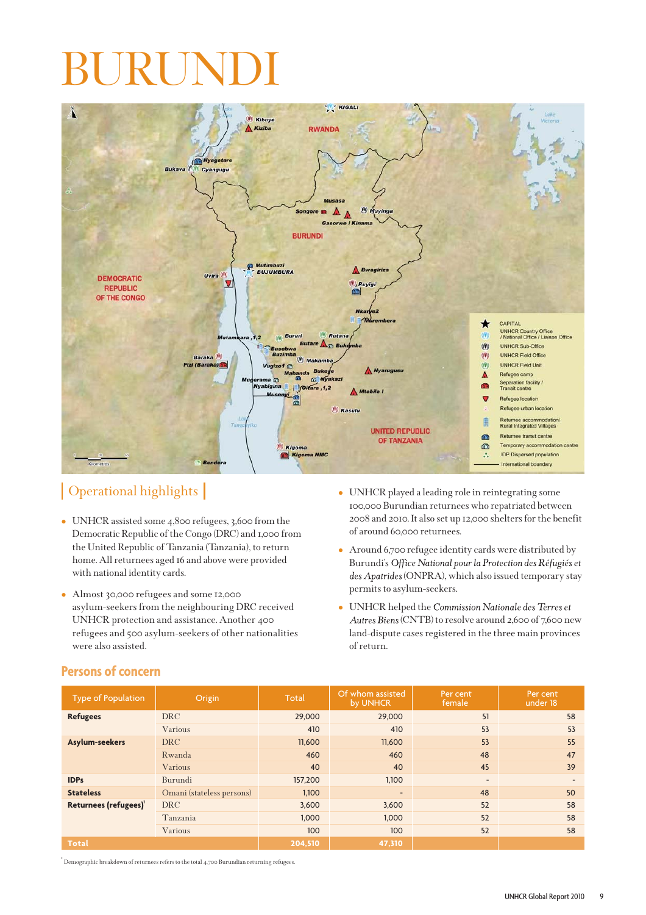# BURUNDI

## Operational highlights

- UNHCR assisted some 4,800 refugees, 3,600 from the Democratic Republic of the Congo (DRC) and 1,000 from the United Republic of Tanzania (Tanzania), to return home. All returnees aged 16 and above were provided with national identity cards.
- Almost 30,000 refugees and some 12,000 asylum-seekers from the neighbouring DRC received UNHCR protection and assistance. Another 400 refugees and 500 asylum-seekers of other nationalities were also assisted.
- UNHCR played a leading role in reintegrating some 100,000 Burundian returnees who repatriated between 2008 and 2010. It also set up 12,000 shelters for the benefit of around 60,000 returnees.
- Around 6,700 refugee identity cards were distributed by Burundi's *Office National pour la Protection des Réfugiés et des Apatrides* (ONPRA), which also issued temporary stay permits to asylum-seekers.
- UNHCR helped the *Commission Nationale des Terres et Autres Biens* (CNTB) to resolve around 2,600 of 7,600 new land-dispute cases registered in the three main provinces of return.

## Persons of concern

| Type of Population | Origin | Total | Of whom assisted by UNHCR | Per cent female | Per cent under 18 |
|---|---|---|---|---|---|
| **Refugees** | DRC | 29,000 | 29,000 | 51 | 58 |
| | Various | 410 | 410 | 53 | 53 |
| **Asylum-seekers** | DRC | 11,600 | 11,600 | 53 | 55 |
| | Rwanda | 460 | 460 | 48 | 47 |
| | Various | 40 | 40 | 45 | 39 |
| **IDPs** | Burundi | 157,200 | 1,100 | - | - |
| **Stateless** | Omani (stateless persons) | 1,100 | - | 48 | 50 |
| **Returnees (refugees)**[1] | DRC | 3,600 | 3,600 | 52 | 58 |
| | Tanzania | 1,000 | 1,000 | 52 | 58 |
| | Various | 100 | 100 | 52 | 58 |
| **Total** | | 204,510 | 47,310 | | |

[1] Demographic breakdown of returnees refers to the total 4,700 Burundian returning refugees.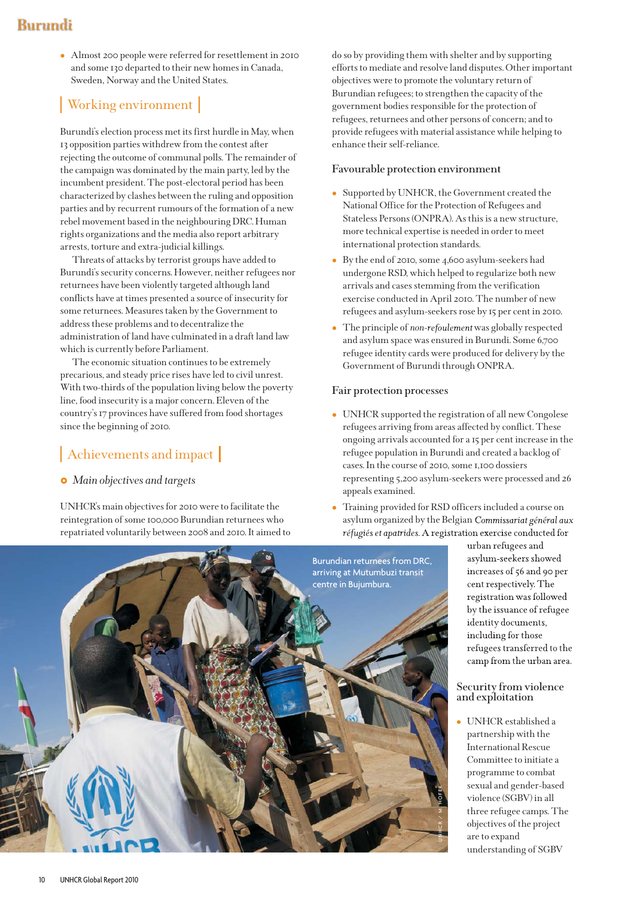- Almost 200 people were referred for resettlement in 2010 and some 130 departed to their new homes in Canada, Sweden, Norway and the United States.

## Working environment

Burundi's election process met its first hurdle in May, when 13 opposition parties withdrew from the contest after rejecting the outcome of communal polls. The remainder of the campaign was dominated by the main party, led by the incumbent president. The post-electoral period has been characterized by clashes between the ruling and opposition parties and by recurrent rumours of the formation of a new rebel movement based in the neighbouring DRC. Human rights organizations and the media also report arbitrary arrests, torture and extra-judicial killings.

Threats of attacks by terrorist groups have added to Burundi's security concerns. However, neither refugees nor returnees have been violently targeted although land conflicts have at times presented a source of insecurity for some returnees. Measures taken by the Government to address these problems and to decentralize the administration of land have culminated in a draft land law which is currently before Parliament.

The economic situation continues to be extremely precarious, and steady price rises have led to civil unrest. With two-thirds of the population living below the poverty line, food insecurity is a major concern. Eleven of the country's 17 provinces have suffered from food shortages since the beginning of 2010.

## Achievements and impact

### *Main objectives and targets*

UNHCR's main objectives for 2010 were to facilitate the reintegration of some 100,000 Burundian returnees who repatriated voluntarily between 2008 and 2010. It aimed to do so by providing them with shelter and by supporting efforts to mediate and resolve land disputes. Other important objectives were to promote the voluntary return of Burundian refugees; to strengthen the capacity of the government bodies responsible for the protection of refugees, returnees and other persons of concern; and to provide refugees with material assistance while helping to enhance their self-reliance.

#### Favourable protection environment

- Supported by UNHCR, the Government created the National Office for the Protection of Refugees and Stateless Persons (ONPRA). As this is a new structure, more technical expertise is needed in order to meet international protection standards.
- By the end of 2010, some 4,600 asylum-seekers had undergone RSD, which helped to regularize both new arrivals and cases stemming from the verification exercise conducted in April 2010. The number of new refugees and asylum-seekers rose by 15 per cent in 2010.
- The principle of *non-refoulement* was globally respected and asylum space was ensured in Burundi. Some 6,700 refugee identity cards were produced for delivery by the Government of Burundi through ONPRA.

#### Fair protection processes

- UNHCR supported the registration of all new Congolese refugees arriving from areas affected by conflict. These ongoing arrivals accounted for a 15 per cent increase in the refugee population in Burundi and created a backlog of cases. In the course of 2010, some 1,100 dossiers representing 5,200 asylum-seekers were processed and 26 appeals examined.
- Training provided for RSD officers included a course on asylum organized by the Belgian *Commissariat général aux réfugiés et apatrides*. A registration exercise conducted for urban refugees and asylum-seekers showed increases of 56 and 90 per cent respectively. The registration was followed by the issuance of refugee identity documents, including for those refugees transferred to the camp from the urban area.

Burundian returnees from DRC, arriving at Mutumbuzi transit centre in Bujumbura.

#### Security from violence and exploitation

- UNHCR established a partnership with the International Rescue Committee to initiate a programme to combat sexual and gender-based violence (SGBV) in all three refugee camps. The objectives of the project are to expand understanding of SGBV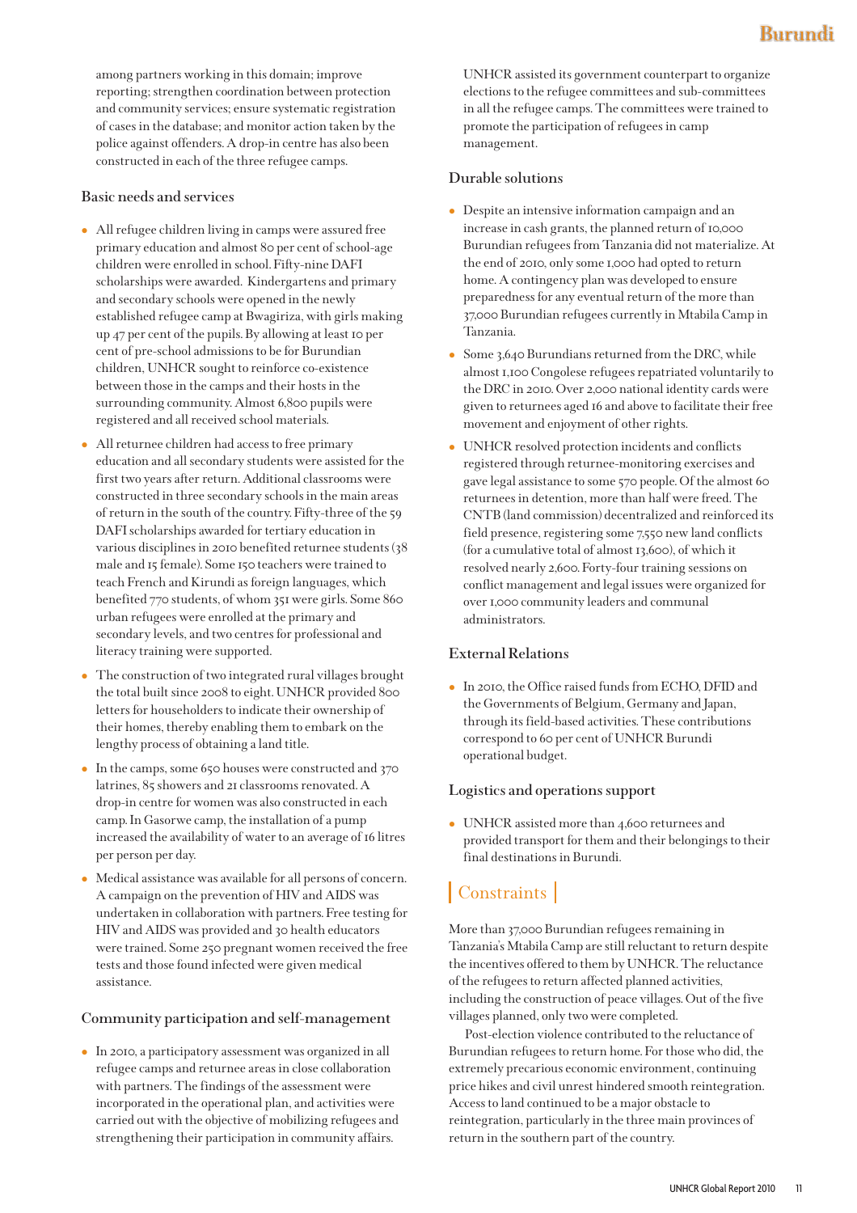among partners working in this domain; improve reporting; strengthen coordination between protection and community services; ensure systematic registration of cases in the database; and monitor action taken by the police against offenders. A drop-in centre has also been constructed in each of the three refugee camps.

### Basic needs and services

- All refugee children living in camps were assured free primary education and almost 80 per cent of school-age children were enrolled in school. Fifty-nine DAFI scholarships were awarded. Kindergartens and primary and secondary schools were opened in the newly established refugee camp at Bwagiriza, with girls making up 47 per cent of the pupils. By allowing at least 10 per cent of pre-school admissions to be for Burundian children, UNHCR sought to reinforce co-existence between those in the camps and their hosts in the surrounding community. Almost 6,800 pupils were registered and all received school materials.
- All returnee children had access to free primary education and all secondary students were assisted for the first two years after return. Additional classrooms were constructed in three secondary schools in the main areas of return in the south of the country. Fifty-three of the 59 DAFI scholarships awarded for tertiary education in various disciplines in 2010 benefited returnee students (38 male and 15 female). Some 150 teachers were trained to teach French and Kirundi as foreign languages, which benefited 770 students, of whom 351 were girls. Some 860 urban refugees were enrolled at the primary and secondary levels, and two centres for professional and literacy training were supported.
- The construction of two integrated rural villages brought the total built since 2008 to eight. UNHCR provided 800 letters for householders to indicate their ownership of their homes, thereby enabling them to embark on the lengthy process of obtaining a land title.
- In the camps, some 650 houses were constructed and 370 latrines, 85 showers and 21 classrooms renovated. A drop-in centre for women was also constructed in each camp. In Gasorwe camp, the installation of a pump increased the availability of water to an average of 16 litres per person per day.
- Medical assistance was available for all persons of concern. A campaign on the prevention of HIV and AIDS was undertaken in collaboration with partners. Free testing for HIV and AIDS was provided and 30 health educators were trained. Some 250 pregnant women received the free tests and those found infected were given medical assistance.

### Community participation and self-management

- In 2010, a participatory assessment was organized in all refugee camps and returnee areas in close collaboration with partners. The findings of the assessment were incorporated in the operational plan, and activities were carried out with the objective of mobilizing refugees and strengthening their participation in community affairs.

UNHCR assisted its government counterpart to organize elections to the refugee committees and sub-committees in all the refugee camps. The committees were trained to promote the participation of refugees in camp management.

### Durable solutions

- Despite an intensive information campaign and an increase in cash grants, the planned return of 10,000 Burundian refugees from Tanzania did not materialize. At the end of 2010, only some 1,000 had opted to return home. A contingency plan was developed to ensure preparedness for any eventual return of the more than 37,000 Burundian refugees currently in Mtabila Camp in Tanzania.
- Some 3,640 Burundians returned from the DRC, while almost 1,100 Congolese refugees repatriated voluntarily to the DRC in 2010. Over 2,000 national identity cards were given to returnees aged 16 and above to facilitate their free movement and enjoyment of other rights.
- UNHCR resolved protection incidents and conflicts registered through returnee-monitoring exercises and gave legal assistance to some 570 people. Of the almost 60 returnees in detention, more than half were freed. The CNTB (land commission) decentralized and reinforced its field presence, registering some 7,550 new land conflicts (for a cumulative total of almost 13,600), of which it resolved nearly 2,600. Forty-four training sessions on conflict management and legal issues were organized for over 1,000 community leaders and communal administrators.

### External Relations

- In 2010, the Office raised funds from ECHO, DFID and the Governments of Belgium, Germany and Japan, through its field-based activities. These contributions correspond to 60 per cent of UNHCR Burundi operational budget.

### Logistics and operations support

- UNHCR assisted more than 4,600 returnees and provided transport for them and their belongings to their final destinations in Burundi.

## Constraints

More than 37,000 Burundian refugees remaining in Tanzania's Mtabila Camp are still reluctant to return despite the incentives offered to them by UNHCR. The reluctance of the refugees to return affected planned activities, including the construction of peace villages. Out of the five villages planned, only two were completed.

Post-election violence contributed to the reluctance of Burundian refugees to return home. For those who did, the extremely precarious economic environment, continuing price hikes and civil unrest hindered smooth reintegration. Access to land continued to be a major obstacle to reintegration, particularly in the three main provinces of return in the southern part of the country.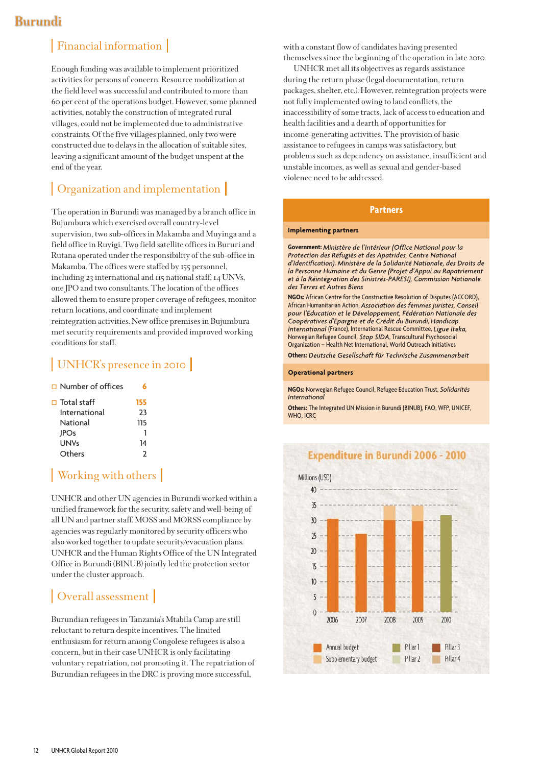# Burundi

## Financial information

Enough funding was available to implement prioritized activities for persons of concern. Resource mobilization at the field level was successful and contributed to more than 60 per cent of the operations budget. However, some planned activities, notably the construction of integrated rural villages, could not be implemented due to administrative constraints. Of the five villages planned, only two were constructed due to delays in the allocation of suitable sites, leaving a significant amount of the budget unspent at the end of the year.

## Organization and implementation

The operation in Burundi was managed by a branch office in Bujumbura which exercised overall country-level supervision, two sub-offices in Makamba and Muyinga and a field office in Ruyigi. Two field satellite offices in Bururi and Rutana operated under the responsibility of the sub-office in Makamba. The offices were staffed by 155 personnel, including 23 international and 115 national staff, 14 UNVs, one JPO and two consultants. The location of the offices allowed them to ensure proper coverage of refugees, monitor return locations, and coordinate and implement reintegration activities. New office premises in Bujumbura met security requirements and provided improved working conditions for staff.

## UNHCR's presence in 2010

| | |
|---|---|
| Number of offices | 6 |
| Total staff | 155 |
| International | 23 |
| National | 115 |
| JPOs | 1 |
| UNVs | 14 |
| Others | 2 |

## Working with others

UNHCR and other UN agencies in Burundi worked within a unified framework for the security, safety and well-being of all UN and partner staff. MOSS and MORSS compliance by agencies was regularly monitored by security officers who also worked together to update security/evacuation plans. UNHCR and the Human Rights Office of the UN Integrated Office in Burundi (BINUB) jointly led the protection sector under the cluster approach.

## Overall assessment

Burundian refugees in Tanzania's Mtabila Camp are still reluctant to return despite incentives. The limited enthusiasm for return among Congolese refugees is also a concern, but in their case UNHCR is only facilitating voluntary repatriation, not promoting it. The repatriation of Burundian refugees in the DRC is proving more successful, with a constant flow of candidates having presented themselves since the beginning of the operation in late 2010.

UNHCR met all its objectives as regards assistance during the return phase (legal documentation, return packages, shelter, etc.). However, reintegration projects were not fully implemented owing to land conflicts, the inaccessibility of some tracts, lack of access to education and health facilities and a dearth of opportunities for income-generating activities. The provision of basic assistance to refugees in camps was satisfactory, but problems such as dependency on assistance, insufficient and unstable incomes, as well as sexual and gender-based violence need to be addressed.

## Partners

### Implementing partners

**Government:** *Ministère de l'Intérieur (Office National pour la Protection des Réfugiés et des Apatrides, Centre National d'Identification), Ministère de la Solidarité Nationale, des Droits de la Personne Humaine et du Genre (Projet d'Appui au Rapatriement et à la Réintégration des Sinistrés-PARESI), Commission Nationale des Terres et Autres Biens*

**NGOs:** African Centre for the Constructive Resolution of Disputes (ACCORD), African Humanitarian Action, *Association des femmes juristes, Conseil pour l'Education et le Développement, Fédération Nationale des Coopératives d'Epargne et de Crédit du Burundi, Handicap International* (France), International Rescue Committee, *Ligue Iteka*, Norwegian Refugee Council, *Stop SIDA*, Transcultural Psychosocial Organization – Health Net International, World Outreach Initiatives

**Others:** *Deutsche Gesellschaft für Technische Zusammenarbeit*

### Operational partners

**NGOs:** Norwegian Refugee Council, Refugee Education Trust, *Solidarités International*

**Others:** The Integrated UN Mission in Burundi (BINUB), FAO, WFP, UNICEF, WHO, ICRC

## Expenditure in Burundi 2006 - 2010

Millions (USD)

| Year | Annual budget | Supplementary budget | Pillar 1 |
|---|---|---|---|
| 2006 | ~30.5 | | |
| 2007 | ~25.5 | | |
| 2008 | ~30 | ~4.5 | |
| 2009 | ~30 | ~5 | |
| 2010 | | | ~31.5 |

Legend: Annual budget, Supplementary budget, Pillar 1, Pillar 2, Pillar 3, Pillar 4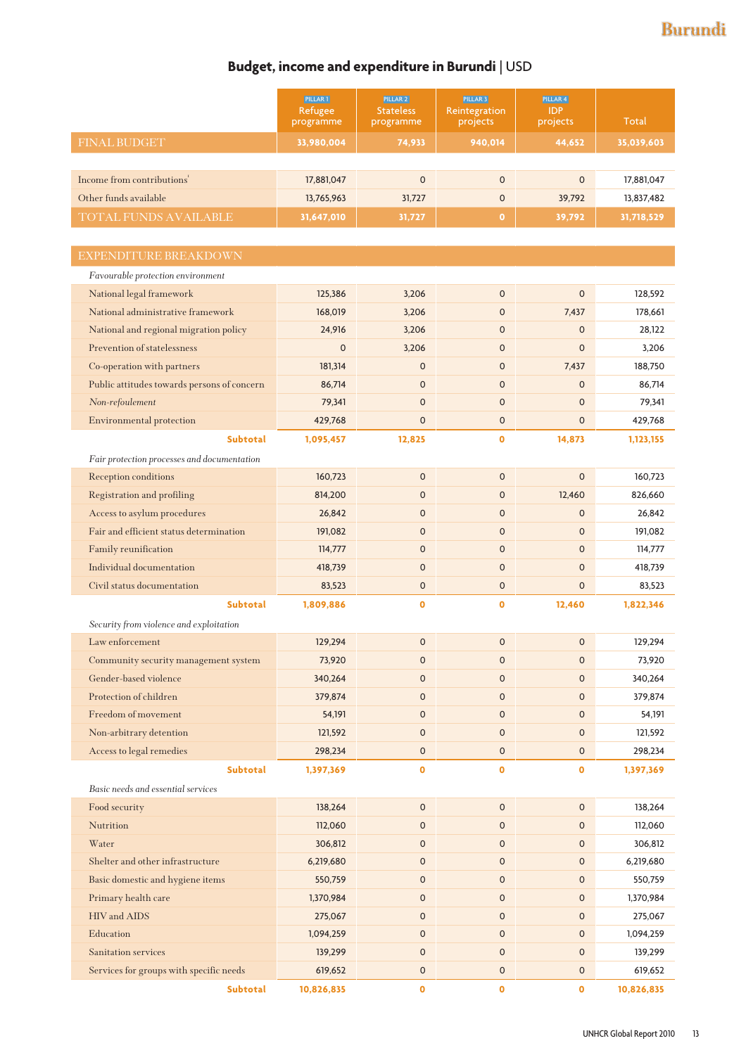## Budget, income and expenditure in Burundi | USD

| | PILLAR 1 Refugee programme | PILLAR 2 Stateless programme | PILLAR 3 Reintegration projects | PILLAR 4 IDP projects | Total |
|---|---|---|---|---|---|
| **FINAL BUDGET** | **33,980,004** | **74,933** | **940,014** | **44,652** | **35,039,603** |
| | | | | | |
| Income from contributions[1] | 17,881,047 | 0 | 0 | 0 | 17,881,047 |
| Other funds available | 13,765,963 | 31,727 | 0 | 39,792 | 13,837,482 |
| **TOTAL FUNDS AVAILABLE** | **31,647,010** | **31,727** | **0** | **39,792** | **31,718,529** |
| | | | | | |
| **EXPENDITURE BREAKDOWN** | | | | | |
| *Favourable protection environment* | | | | | |
| National legal framework | 125,386 | 3,206 | 0 | 0 | 128,592 |
| National administrative framework | 168,019 | 3,206 | 0 | 7,437 | 178,661 |
| National and regional migration policy | 24,916 | 3,206 | 0 | 0 | 28,122 |
| Prevention of statelessness | 0 | 3,206 | 0 | 0 | 3,206 |
| Co-operation with partners | 181,314 | 0 | 0 | 7,437 | 188,750 |
| Public attitudes towards persons of concern | 86,714 | 0 | 0 | 0 | 86,714 |
| *Non-refoulement* | 79,341 | 0 | 0 | 0 | 79,341 |
| Environmental protection | 429,768 | 0 | 0 | 0 | 429,768 |
| **Subtotal** | **1,095,457** | **12,825** | **0** | **14,873** | **1,123,155** |
| *Fair protection processes and documentation* | | | | | |
| Reception conditions | 160,723 | 0 | 0 | 0 | 160,723 |
| Registration and profiling | 814,200 | 0 | 0 | 12,460 | 826,660 |
| Access to asylum procedures | 26,842 | 0 | 0 | 0 | 26,842 |
| Fair and efficient status determination | 191,082 | 0 | 0 | 0 | 191,082 |
| Family reunification | 114,777 | 0 | 0 | 0 | 114,777 |
| Individual documentation | 418,739 | 0 | 0 | 0 | 418,739 |
| Civil status documentation | 83,523 | 0 | 0 | 0 | 83,523 |
| **Subtotal** | **1,809,886** | **0** | **0** | **12,460** | **1,822,346** |
| *Security from violence and exploitation* | | | | | |
| Law enforcement | 129,294 | 0 | 0 | 0 | 129,294 |
| Community security management system | 73,920 | 0 | 0 | 0 | 73,920 |
| Gender-based violence | 340,264 | 0 | 0 | 0 | 340,264 |
| Protection of children | 379,874 | 0 | 0 | 0 | 379,874 |
| Freedom of movement | 54,191 | 0 | 0 | 0 | 54,191 |
| Non-arbitrary detention | 121,592 | 0 | 0 | 0 | 121,592 |
| Access to legal remedies | 298,234 | 0 | 0 | 0 | 298,234 |
| **Subtotal** | **1,397,369** | **0** | **0** | **0** | **1,397,369** |
| *Basic needs and essential services* | | | | | |
| Food security | 138,264 | 0 | 0 | 0 | 138,264 |
| Nutrition | 112,060 | 0 | 0 | 0 | 112,060 |
| Water | 306,812 | 0 | 0 | 0 | 306,812 |
| Shelter and other infrastructure | 6,219,680 | 0 | 0 | 0 | 6,219,680 |
| Basic domestic and hygiene items | 550,759 | 0 | 0 | 0 | 550,759 |
| Primary health care | 1,370,984 | 0 | 0 | 0 | 1,370,984 |
| HIV and AIDS | 275,067 | 0 | 0 | 0 | 275,067 |
| Education | 1,094,259 | 0 | 0 | 0 | 1,094,259 |
| Sanitation services | 139,299 | 0 | 0 | 0 | 139,299 |
| Services for groups with specific needs | 619,652 | 0 | 0 | 0 | 619,652 |
| **Subtotal** | **10,826,835** | **0** | **0** | **0** | **10,826,835** |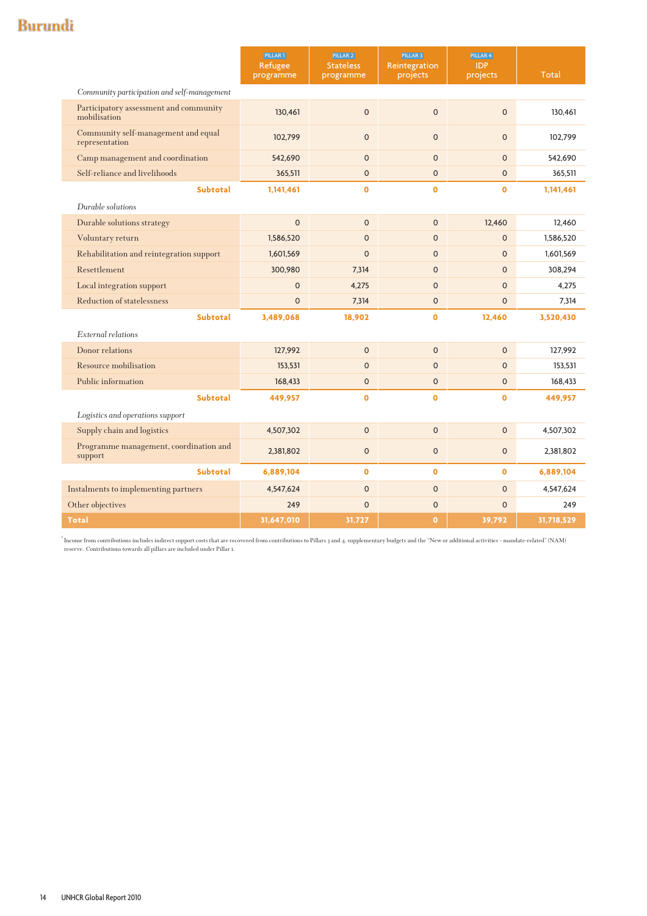# Burundi

| | PILLAR 1 Refugee programme | PILLAR 2 Stateless programme | PILLAR 3 Reintegration projects | PILLAR 4 IDP projects | Total |
|---|---|---|---|---|---|
| *Community participation and self-management* | | | | | |
| Participatory assessment and community mobilisation | 130,461 | 0 | 0 | 0 | 130,461 |
| Community self-management and equal representation | 102,799 | 0 | 0 | 0 | 102,799 |
| Camp management and coordination | 542,690 | 0 | 0 | 0 | 542,690 |
| Self-reliance and livelihoods | 365,511 | 0 | 0 | 0 | 365,511 |
| **Subtotal** | **1,141,461** | **0** | **0** | **0** | **1,141,461** |
| *Durable solutions* | | | | | |
| Durable solutions strategy | 0 | 0 | 0 | 12,460 | 12,460 |
| Voluntary return | 1,586,520 | 0 | 0 | 0 | 1,586,520 |
| Rehabilitation and reintegration support | 1,601,569 | 0 | 0 | 0 | 1,601,569 |
| Resettlement | 300,980 | 7,314 | 0 | 0 | 308,294 |
| Local integration support | 0 | 4,275 | 0 | 0 | 4,275 |
| Reduction of statelessness | 0 | 7,314 | 0 | 0 | 7,314 |
| **Subtotal** | **3,489,068** | **18,902** | **0** | **12,460** | **3,520,430** |
| *External relations* | | | | | |
| Donor relations | 127,992 | 0 | 0 | 0 | 127,992 |
| Resource mobilisation | 153,531 | 0 | 0 | 0 | 153,531 |
| Public information | 168,433 | 0 | 0 | 0 | 168,433 |
| **Subtotal** | **449,957** | **0** | **0** | **0** | **449,957** |
| *Logistics and operations support* | | | | | |
| Supply chain and logistics | 4,507,302 | 0 | 0 | 0 | 4,507,302 |
| Programme management, coordination and support | 2,381,802 | 0 | 0 | 0 | 2,381,802 |
| **Subtotal** | **6,889,104** | **0** | **0** | **0** | **6,889,104** |
| Instalments to implementing partners | 4,547,624 | 0 | 0 | 0 | 4,547,624 |
| Other objectives | 249 | 0 | 0 | 0 | 249 |
| **Total** | **31,647,010** | **31,727** | **0** | **39,792** | **31,718,529** |

[1] Income from contributions includes indirect support costs that are recovered from contributions to Pillars 3 and 4, supplementary budgets and the "New or additional activities – mandate-related" (NAM) reserve. Contributions towards all pillars are included under Pillar 1.